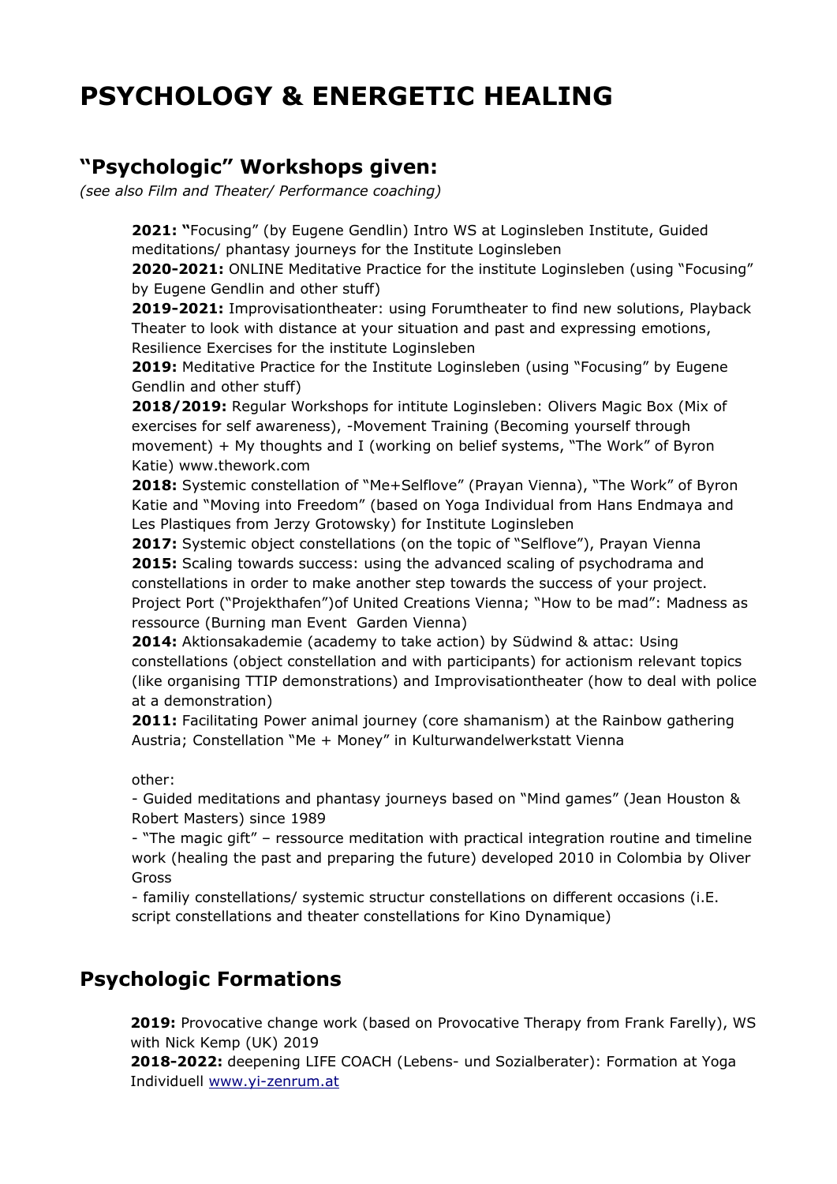# PSYCHOLOGY & ENERGETIC HEALING

## "Psychologic" Workshops given:

*(see also Film and Theater/ Performance coaching)*

**2021: "**Focusing" (by Eugene Gendlin) Intro WS at Loginsleben Institute, Guided meditations/ phantasy journeys for the Institute Loginsleben
**2020-2021:** ONLINE Meditative Practice for the institute Loginsleben (using "Focusing" by Eugene Gendlin and other stuff)
**2019-2021:** Improvisationtheater: using Forumtheater to find new solutions, Playback Theater to look with distance at your situation and past and expressing emotions, Resilience Exercises for the institute Loginsleben
**2019:** Meditative Practice for the Institute Loginsleben (using "Focusing" by Eugene Gendlin and other stuff)
**2018/2019:** Regular Workshops for intitute Loginsleben: Olivers Magic Box (Mix of exercises for self awareness), -Movement Training (Becoming yourself through movement) + My thoughts and I (working on belief systems, "The Work" of Byron Katie) www.thework.com
**2018:** Systemic constellation of "Me+Selflove" (Prayan Vienna), "The Work" of Byron Katie and "Moving into Freedom" (based on Yoga Individual from Hans Endmaya and Les Plastiques from Jerzy Grotowsky) for Institute Loginsleben
**2017:** Systemic object constellations (on the topic of "Selflove"), Prayan Vienna
**2015:** Scaling towards success: using the advanced scaling of psychodrama and constellations in order to make another step towards the success of your project. Project Port ("Projekthafen")of United Creations Vienna; "How to be mad": Madness as ressource (Burning man Event Garden Vienna)
**2014:** Aktionsakademie (academy to take action) by Südwind & attac: Using constellations (object constellation and with participants) for actionism relevant topics (like organising TTIP demonstrations) and Improvisationtheater (how to deal with police at a demonstration)
**2011:** Facilitating Power animal journey (core shamanism) at the Rainbow gathering Austria; Constellation "Me + Money" in Kulturwandelwerkstatt Vienna

other:
- Guided meditations and phantasy journeys based on "Mind games" (Jean Houston & Robert Masters) since 1989
- "The magic gift" – ressource meditation with practical integration routine and timeline work (healing the past and preparing the future) developed 2010 in Colombia by Oliver Gross
- familiy constellations/ systemic structur constellations on different occasions (i.E. script constellations and theater constellations for Kino Dynamique)

## Psychologic Formations

**2019:** Provocative change work (based on Provocative Therapy from Frank Farelly), WS with Nick Kemp (UK) 2019
**2018-2022:** deepening LIFE COACH (Lebens- und Sozialberater): Formation at Yoga Individuell www.yi-zenrum.at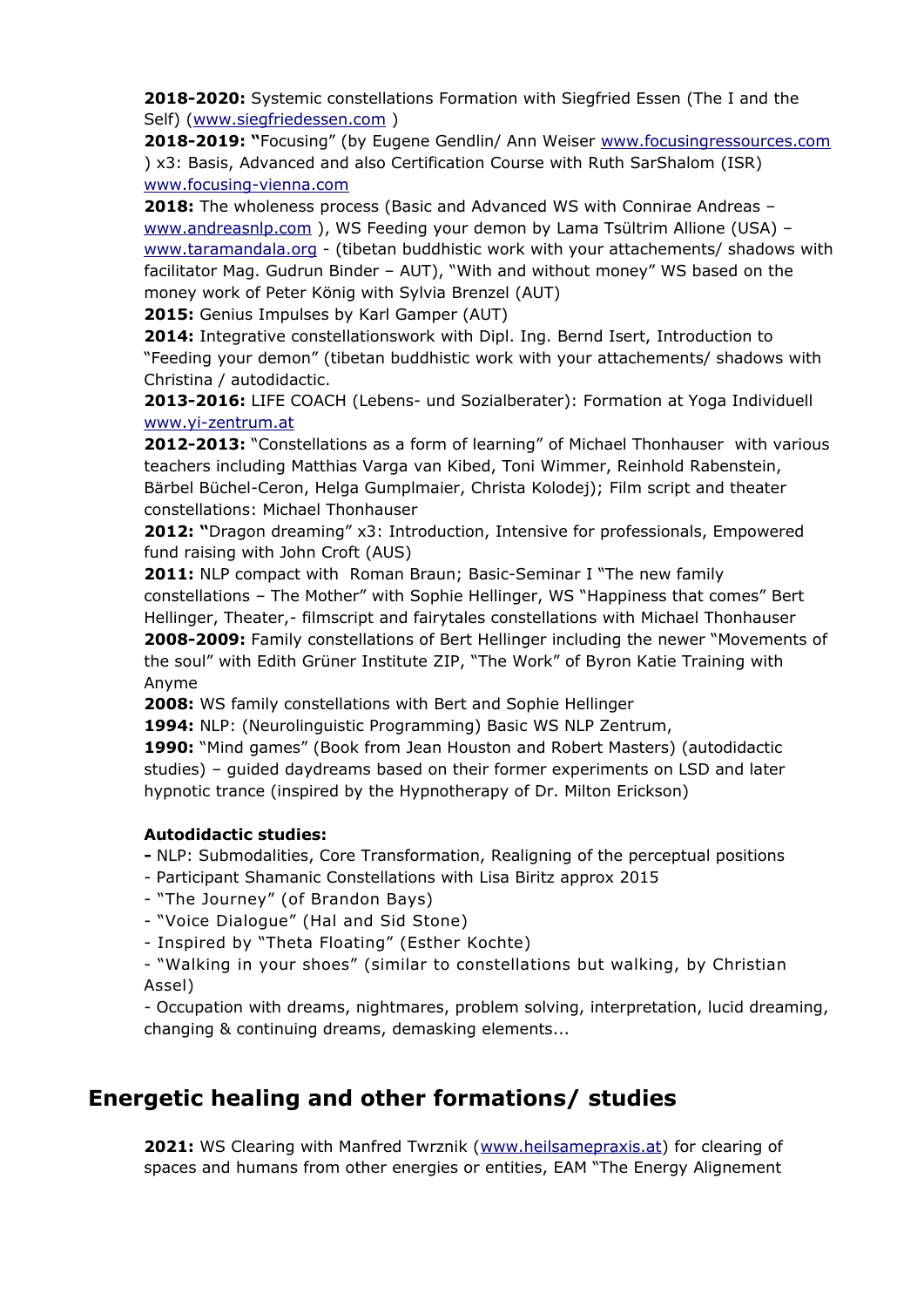**2018-2020:** Systemic constellations Formation with Siegfried Essen (The I and the Self) (www.siegfriedessen.com )

**2018-2019: "**Focusing" (by Eugene Gendlin/ Ann Weiser www.focusingressources.com ) x3: Basis, Advanced and also Certification Course with Ruth SarShalom (ISR) www.focusing-vienna.com

**2018:** The wholeness process (Basic and Advanced WS with Connirae Andreas – www.andreasnlp.com ), WS Feeding your demon by Lama Tsültrim Allione (USA) – www.taramandala.org - (tibetan buddhistic work with your attachements/ shadows with facilitator Mag. Gudrun Binder – AUT), "With and without money" WS based on the money work of Peter König with Sylvia Brenzel (AUT)

**2015:** Genius Impulses by Karl Gamper (AUT)

**2014:** Integrative constellationswork with Dipl. Ing. Bernd Isert, Introduction to "Feeding your demon" (tibetan buddhistic work with your attachements/ shadows with Christina / autodidactic.

**2013-2016:** LIFE COACH (Lebens- und Sozialberater): Formation at Yoga Individuell www.yi-zentrum.at

**2012-2013:** "Constellations as a form of learning" of Michael Thonhauser with various teachers including Matthias Varga van Kibed, Toni Wimmer, Reinhold Rabenstein, Bärbel Büchel-Ceron, Helga Gumplmaier, Christa Kolodej); Film script and theater constellations: Michael Thonhauser

**2012: "**Dragon dreaming" x3: Introduction, Intensive for professionals, Empowered fund raising with John Croft (AUS)

**2011:** NLP compact with Roman Braun; Basic-Seminar I "The new family constellations – The Mother" with Sophie Hellinger, WS "Happiness that comes" Bert Hellinger, Theater,- filmscript and fairytales constellations with Michael Thonhauser

**2008-2009:** Family constellations of Bert Hellinger including the newer "Movements of the soul" with Edith Grüner Institute ZIP, "The Work" of Byron Katie Training with Anyme

**2008:** WS family constellations with Bert and Sophie Hellinger

**1994:** NLP: (Neurolinguistic Programming) Basic WS NLP Zentrum,

**1990:** "Mind games" (Book from Jean Houston and Robert Masters) (autodidactic studies) – guided daydreams based on their former experiments on LSD and later hypnotic trance (inspired by the Hypnotherapy of Dr. Milton Erickson)

**Autodidactic studies:**

- NLP: Submodalities, Core Transformation, Realigning of the perceptual positions
- Participant Shamanic Constellations with Lisa Biritz approx 2015
- "The Journey" (of Brandon Bays)
- "Voice Dialogue" (Hal and Sid Stone)
- Inspired by "Theta Floating" (Esther Kochte)
- "Walking in your shoes" (similar to constellations but walking, by Christian Assel)
- Occupation with dreams, nightmares, problem solving, interpretation, lucid dreaming, changing & continuing dreams, demasking elements...

## Energetic healing and other formations/ studies

**2021:** WS Clearing with Manfred Twrznik (www.heilsamepraxis.at) for clearing of spaces and humans from other energies or entities, EAM "The Energy Alignement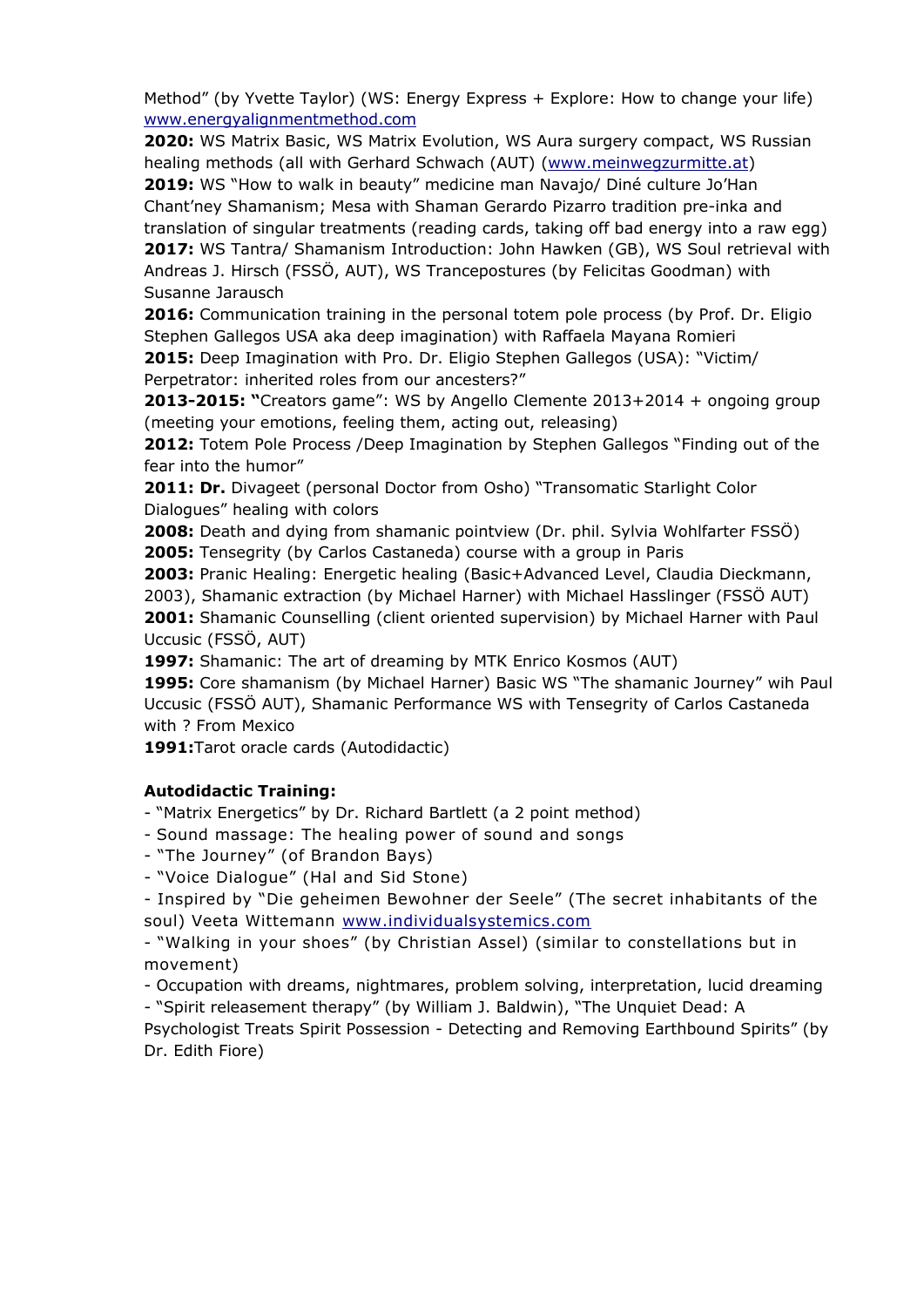Method" (by Yvette Taylor) (WS: Energy Express + Explore: How to change your life) www.energyalignmentmethod.com
**2020:** WS Matrix Basic, WS Matrix Evolution, WS Aura surgery compact, WS Russian healing methods (all with Gerhard Schwach (AUT) (www.meinwegzurmitte.at)
**2019:** WS "How to walk in beauty" medicine man Navajo/ Diné culture Jo'Han Chant'ney Shamanism; Mesa with Shaman Gerardo Pizarro tradition pre-inka and translation of singular treatments (reading cards, taking off bad energy into a raw egg)
**2017:** WS Tantra/ Shamanism Introduction: John Hawken (GB), WS Soul retrieval with Andreas J. Hirsch (FSSÖ, AUT), WS Trancepostures (by Felicitas Goodman) with Susanne Jarausch
**2016:** Communication training in the personal totem pole process (by Prof. Dr. Eligio Stephen Gallegos USA aka deep imagination) with Raffaela Mayana Romieri
**2015:** Deep Imagination with Pro. Dr. Eligio Stephen Gallegos (USA): "Victim/ Perpetrator: inherited roles from our ancesters?"
**2013-2015: "**Creators game": WS by Angello Clemente 2013+2014 + ongoing group (meeting your emotions, feeling them, acting out, releasing)
**2012:** Totem Pole Process /Deep Imagination by Stephen Gallegos "Finding out of the fear into the humor"
**2011: Dr.** Divageet (personal Doctor from Osho) "Transomatic Starlight Color Dialogues" healing with colors
**2008:** Death and dying from shamanic pointview (Dr. phil. Sylvia Wohlfarter FSSÖ)
**2005:** Tensegrity (by Carlos Castaneda) course with a group in Paris
**2003:** Pranic Healing: Energetic healing (Basic+Advanced Level, Claudia Dieckmann, 2003), Shamanic extraction (by Michael Harner) with Michael Hasslinger (FSSÖ AUT)
**2001:** Shamanic Counselling (client oriented supervision) by Michael Harner with Paul Uccusic (FSSÖ, AUT)
**1997:** Shamanic: The art of dreaming by MTK Enrico Kosmos (AUT)
**1995:** Core shamanism (by Michael Harner) Basic WS "The shamanic Journey" wih Paul Uccusic (FSSÖ AUT), Shamanic Performance WS with Tensegrity of Carlos Castaneda with ? From Mexico
**1991:**Tarot oracle cards (Autodidactic)

**Autodidactic Training:**

- "Matrix Energetics" by Dr. Richard Bartlett (a 2 point method)
- Sound massage: The healing power of sound and songs
- "The Journey" (of Brandon Bays)
- "Voice Dialogue" (Hal and Sid Stone)
- Inspired by "Die geheimen Bewohner der Seele" (The secret inhabitants of the soul) Veeta Wittemann www.individualsystemics.com
- "Walking in your shoes" (by Christian Assel) (similar to constellations but in movement)
- Occupation with dreams, nightmares, problem solving, interpretation, lucid dreaming
- "Spirit releasement therapy" (by William J. Baldwin), "The Unquiet Dead: A Psychologist Treats Spirit Possession - Detecting and Removing Earthbound Spirits" (by Dr. Edith Fiore)